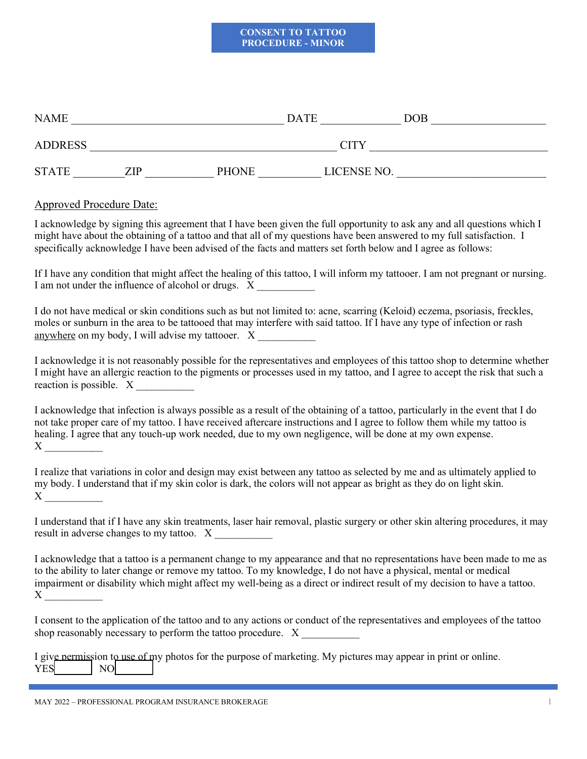# CONSENT TO TATTOO PROCEDURE - MINOR

NAME ____________________________________ DATE ______________ DOB ____________________

ADDRESS ____________________________________________ CITY _______________________________

STATE ________ ZIP ____________ PHONE ___________ LICENSE NO. __________________________

Approved Procedure Date:

I acknowledge by signing this agreement that I have been given the full opportunity to ask any and all questions which I might have about the obtaining of a tattoo and that all of my questions have been answered to my full satisfaction. I specifically acknowledge I have been advised of the facts and matters set forth below and I agree as follows:

If I have any condition that might affect the healing of this tattoo, I will inform my tattooer. I am not pregnant or nursing. I am not under the influence of alcohol or drugs. X ___________

I do not have medical or skin conditions such as but not limited to: acne, scarring (Keloid) eczema, psoriasis, freckles, moles or sunburn in the area to be tattooed that may interfere with said tattoo. If I have any type of infection or rash anywhere on my body, I will advise my tattooer. X ___________

I acknowledge it is not reasonably possible for the representatives and employees of this tattoo shop to determine whether I might have an allergic reaction to the pigments or processes used in my tattoo, and I agree to accept the risk that such a reaction is possible. X ___________

I acknowledge that infection is always possible as a result of the obtaining of a tattoo, particularly in the event that I do not take proper care of my tattoo. I have received aftercare instructions and I agree to follow them while my tattoo is healing. I agree that any touch-up work needed, due to my own negligence, will be done at my own expense.
X ___________

I realize that variations in color and design may exist between any tattoo as selected by me and as ultimately applied to my body. I understand that if my skin color is dark, the colors will not appear as bright as they do on light skin.
X ___________

I understand that if I have any skin treatments, laser hair removal, plastic surgery or other skin altering procedures, it may result in adverse changes to my tattoo. X ___________

I acknowledge that a tattoo is a permanent change to my appearance and that no representations have been made to me as to the ability to later change or remove my tattoo. To my knowledge, I do not have a physical, mental or medical impairment or disability which might affect my well-being as a direct or indirect result of my decision to have a tattoo.
X ___________

I consent to the application of the tattoo and to any actions or conduct of the representatives and employees of the tattoo shop reasonably necessary to perform the tattoo procedure. X ___________

I give permission to use of my photos for the purpose of marketing. My pictures may appear in print or online.
YES ☐ NO ☐

MAY 2022 – PROFESSIONAL PROGRAM INSURANCE BROKERAGE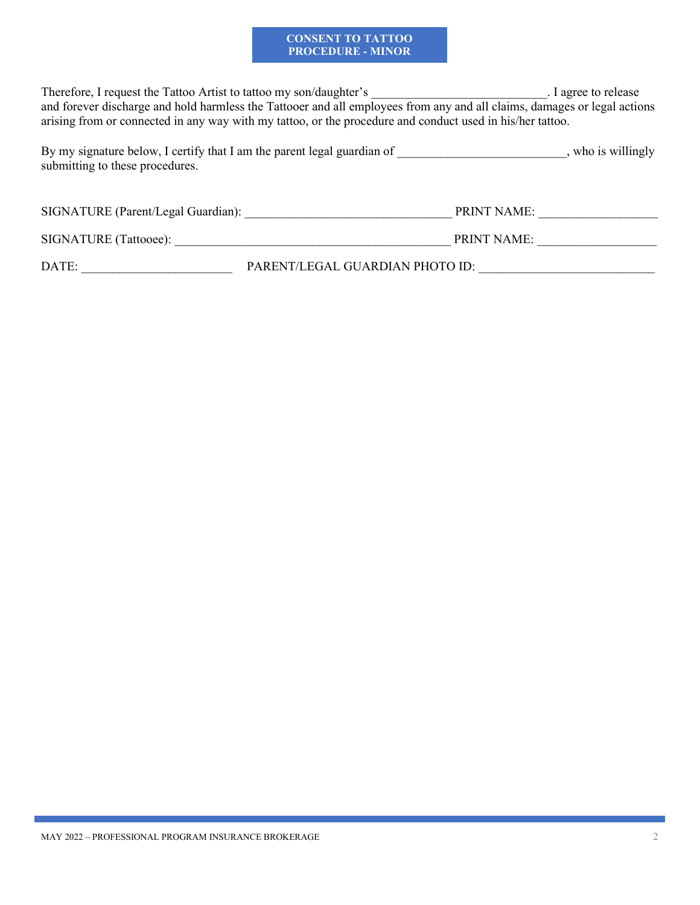**CONSENT TO TATTOO PROCEDURE - MINOR**

Therefore, I request the Tattoo Artist to tattoo my son/daughter's ____________________________. I agree to release and forever discharge and hold harmless the Tattooer and all employees from any and all claims, damages or legal actions arising from or connected in any way with my tattoo, or the procedure and conduct used in his/her tattoo.

By my signature below, I certify that I am the parent legal guardian of ___________________________, who is willingly submitting to these procedures.

SIGNATURE (Parent/Legal Guardian): _________________________________ PRINT NAME: ___________________

SIGNATURE (Tattooee): ____________________________________________ PRINT NAME: ___________________

DATE: ________________________ PARENT/LEGAL GUARDIAN PHOTO ID: ____________________________

MAY 2022 – PROFESSIONAL PROGRAM INSURANCE BROKERAGE